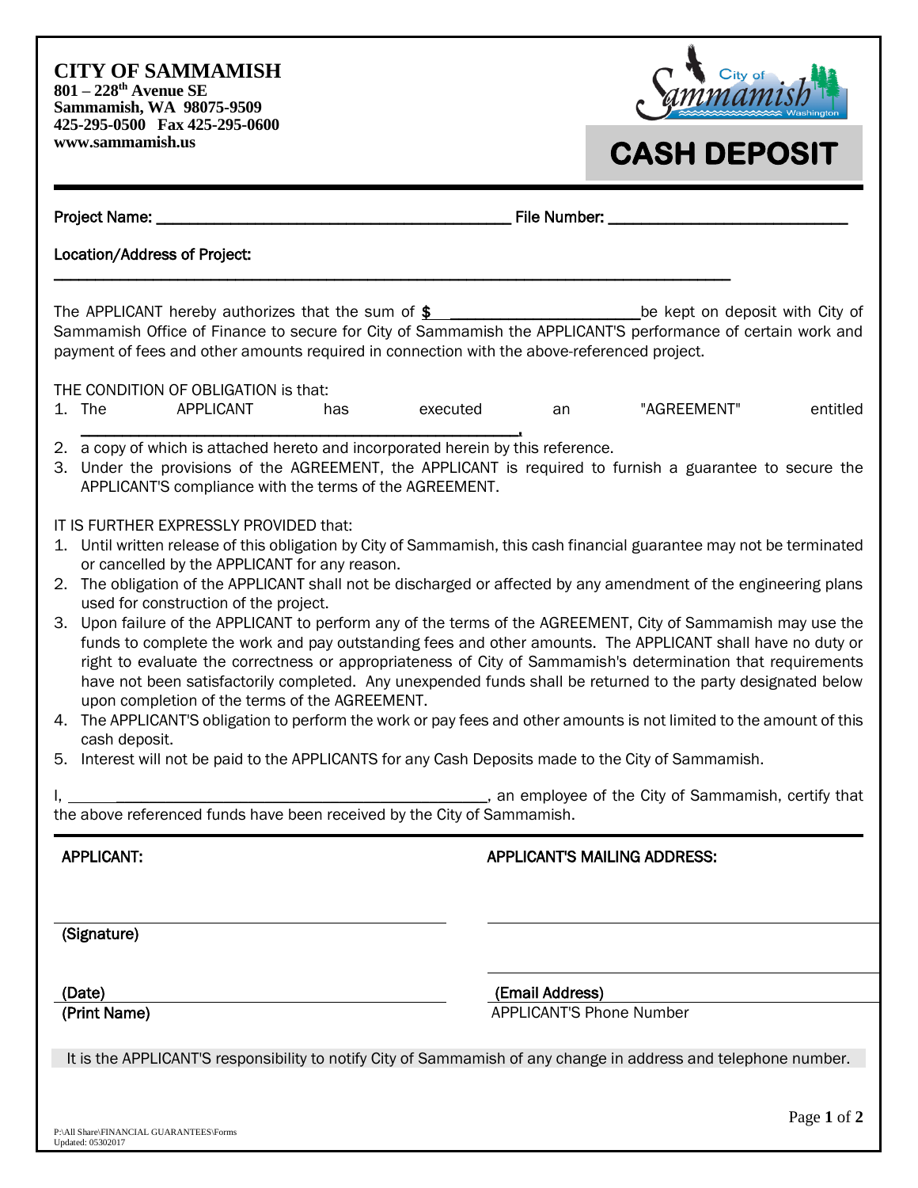**CITY OF SAMMAMISH**
**801 – 228th Avenue SE**
**Sammamish, WA 98075-9509**
**425-295-0500 Fax 425-295-0600**
**www.sammamish.us**

# CASH DEPOSIT

**Project Name:** ___________________________________________ **File Number:** ______________________________

**Location/Address of Project:**

_________________________________________________________________________________

The APPLICANT hereby authorizes that the sum of **$** ________________________ be kept on deposit with City of Sammamish Office of Finance to secure for City of Sammamish the APPLICANT'S performance of certain work and payment of fees and other amounts required in connection with the above-referenced project.

THE CONDITION OF OBLIGATION is that:

1. The APPLICANT has executed an "AGREEMENT" entitled ________________________________________________,
2. a copy of which is attached hereto and incorporated herein by this reference.
3. Under the provisions of the AGREEMENT, the APPLICANT is required to furnish a guarantee to secure the APPLICANT'S compliance with the terms of the AGREEMENT.

IT IS FURTHER EXPRESSLY PROVIDED that:

1. Until written release of this obligation by City of Sammamish, this cash financial guarantee may not be terminated or cancelled by the APPLICANT for any reason.
2. The obligation of the APPLICANT shall not be discharged or affected by any amendment of the engineering plans used for construction of the project.
3. Upon failure of the APPLICANT to perform any of the terms of the AGREEMENT, City of Sammamish may use the funds to complete the work and pay outstanding fees and other amounts. The APPLICANT shall have no duty or right to evaluate the correctness or appropriateness of City of Sammamish's determination that requirements have not been satisfactorily completed. Any unexpended funds shall be returned to the party designated below upon completion of the terms of the AGREEMENT.
4. The APPLICANT'S obligation to perform the work or pay fees and other amounts is not limited to the amount of this cash deposit.
5. Interest will not be paid to the APPLICANTS for any Cash Deposits made to the City of Sammamish.

I, ________________________________________________, an employee of the City of Sammamish, certify that the above referenced funds have been received by the City of Sammamish.

| **APPLICANT:** | **APPLICANT'S MAILING ADDRESS:** |
|---|---|
| ______________________________ | ______________________________ |
| **(Signature)** | ______________________________ |
| **(Date)** | **(Email Address)** |
| **(Print Name)** | APPLICANT'S Phone Number |

It is the APPLICANT'S responsibility to notify City of Sammamish of any change in address and telephone number.

P:\All Share\FINANCIAL GUARANTEES\Forms
Updated: 05302017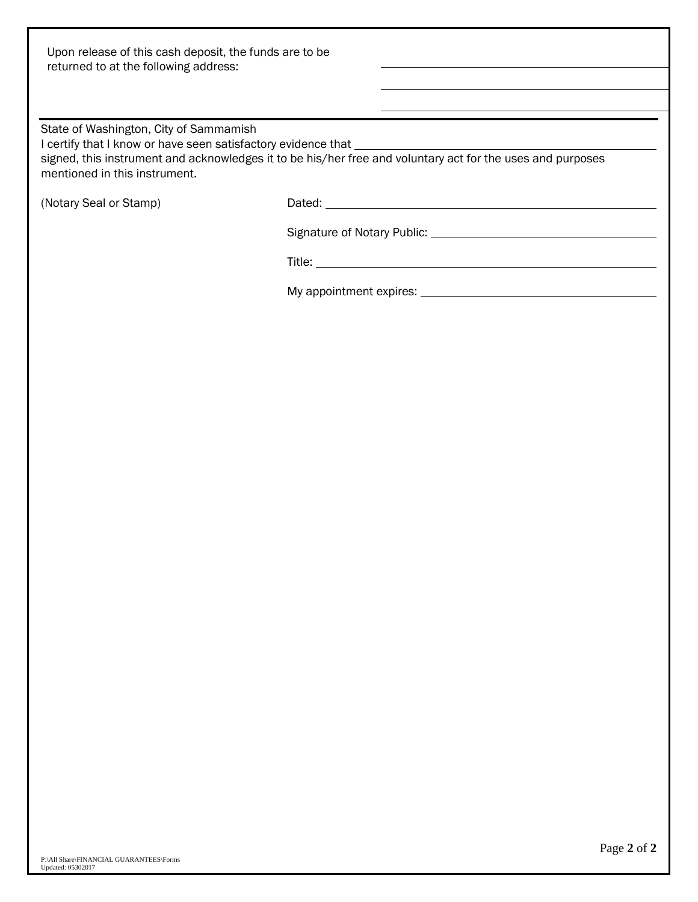Upon release of this cash deposit, the funds are to be returned to at the following address:

\_\_\_\_\_\_\_\_\_\_\_\_\_\_\_\_\_\_\_\_\_\_\_\_\_\_\_\_\_\_\_\_\_\_\_\_\_\_\_\_

\_\_\_\_\_\_\_\_\_\_\_\_\_\_\_\_\_\_\_\_\_\_\_\_\_\_\_\_\_\_\_\_\_\_\_\_\_\_\_\_

\_\_\_\_\_\_\_\_\_\_\_\_\_\_\_\_\_\_\_\_\_\_\_\_\_\_\_\_\_\_\_\_\_\_\_\_\_\_\_\_

---

State of Washington, City of Sammamish

I certify that I know or have seen satisfactory evidence that \_\_\_\_\_\_\_\_\_\_\_\_\_\_\_\_\_\_\_\_\_\_\_\_\_\_\_\_\_\_\_\_\_\_\_\_\_\_\_\_ signed, this instrument and acknowledges it to be his/her free and voluntary act for the uses and purposes mentioned in this instrument.

(Notary Seal or Stamp)

Dated: \_\_\_\_\_\_\_\_\_\_\_\_\_\_\_\_\_\_\_\_\_\_\_\_\_\_\_\_\_\_\_\_\_\_\_\_\_\_\_\_

Signature of Notary Public: \_\_\_\_\_\_\_\_\_\_\_\_\_\_\_\_\_\_\_\_\_\_\_\_\_\_\_\_\_\_\_\_

Title: \_\_\_\_\_\_\_\_\_\_\_\_\_\_\_\_\_\_\_\_\_\_\_\_\_\_\_\_\_\_\_\_\_\_\_\_\_\_\_\_

My appointment expires: \_\_\_\_\_\_\_\_\_\_\_\_\_\_\_\_\_\_\_\_\_\_\_\_\_\_\_\_\_\_\_\_

P:\All Share\FINANCIAL GUARANTEES\Forms
Updated: 05302017